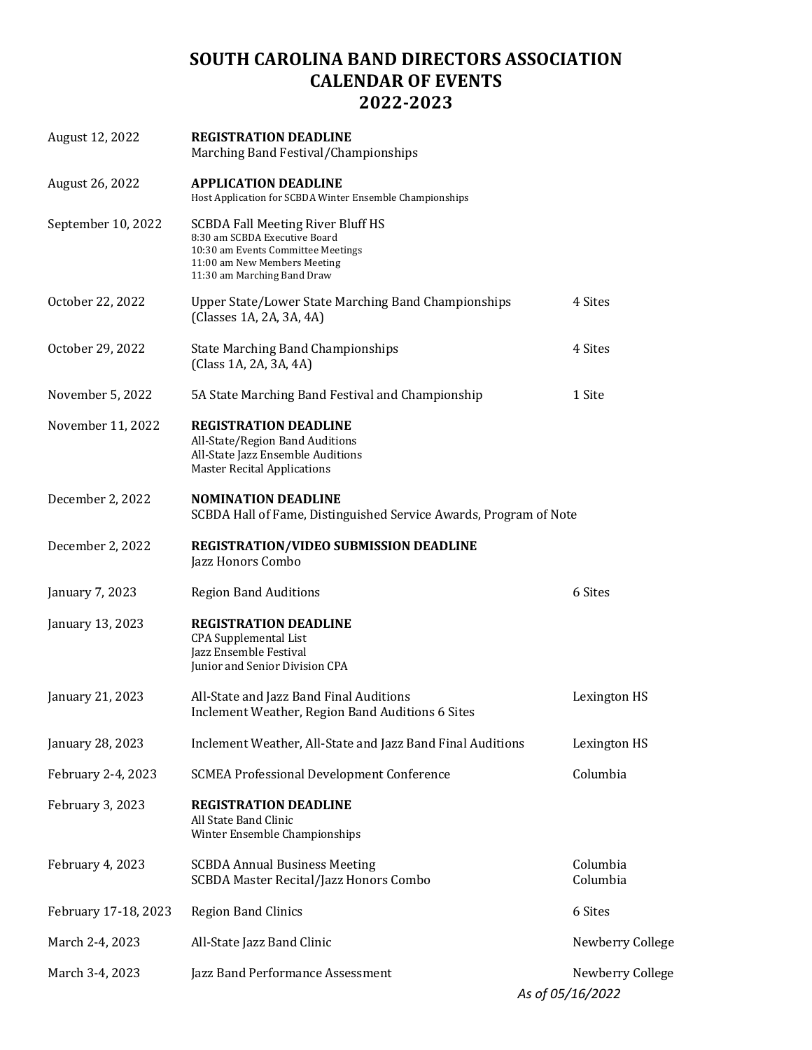# SOUTH CAROLINA BAND DIRECTORS ASSOCIATION
# CALENDAR OF EVENTS
# 2022-2023

| Date | Event | Location |
|---|---|---|
| August 12, 2022 | **REGISTRATION DEADLINE**<br>Marching Band Festival/Championships | |
| August 26, 2022 | **APPLICATION DEADLINE**<br>Host Application for SCBDA Winter Ensemble Championships | |
| September 10, 2022 | SCBDA Fall Meeting River Bluff HS<br>8:30 am SCBDA Executive Board<br>10:30 am Events Committee Meetings<br>11:00 am New Members Meeting<br>11:30 am Marching Band Draw | |
| October 22, 2022 | Upper State/Lower State Marching Band Championships<br>(Classes 1A, 2A, 3A, 4A) | 4 Sites |
| October 29, 2022 | State Marching Band Championships<br>(Class 1A, 2A, 3A, 4A) | 4 Sites |
| November 5, 2022 | 5A State Marching Band Festival and Championship | 1 Site |
| November 11, 2022 | **REGISTRATION DEADLINE**<br>All-State/Region Band Auditions<br>All-State Jazz Ensemble Auditions<br>Master Recital Applications | |
| December 2, 2022 | **NOMINATION DEADLINE**<br>SCBDA Hall of Fame, Distinguished Service Awards, Program of Note | |
| December 2, 2022 | **REGISTRATION/VIDEO SUBMISSION DEADLINE**<br>Jazz Honors Combo | |
| January 7, 2023 | Region Band Auditions | 6 Sites |
| January 13, 2023 | **REGISTRATION DEADLINE**<br>CPA Supplemental List<br>Jazz Ensemble Festival<br>Junior and Senior Division CPA | |
| January 21, 2023 | All-State and Jazz Band Final Auditions<br>Inclement Weather, Region Band Auditions 6 Sites | Lexington HS |
| January 28, 2023 | Inclement Weather, All-State and Jazz Band Final Auditions | Lexington HS |
| February 2-4, 2023 | SCMEA Professional Development Conference | Columbia |
| February 3, 2023 | **REGISTRATION DEADLINE**<br>All State Band Clinic<br>Winter Ensemble Championships | |
| February 4, 2023 | SCBDA Annual Business Meeting<br>SCBDA Master Recital/Jazz Honors Combo | Columbia<br>Columbia |
| February 17-18, 2023 | Region Band Clinics | 6 Sites |
| March 2-4, 2023 | All-State Jazz Band Clinic | Newberry College |
| March 3-4, 2023 | Jazz Band Performance Assessment | Newberry College |

*As of 05/16/2022*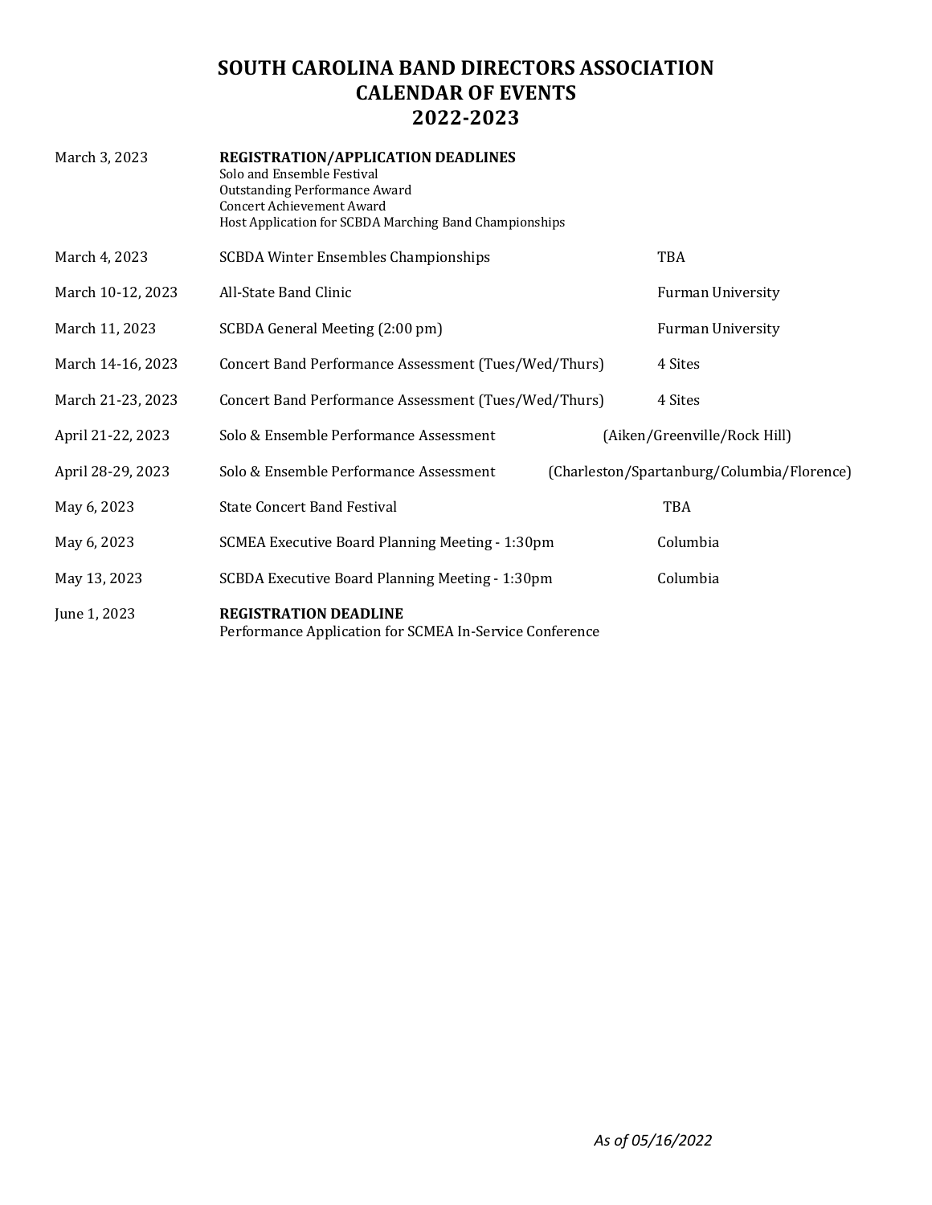# SOUTH CAROLINA BAND DIRECTORS ASSOCIATION
# CALENDAR OF EVENTS
# 2022-2023

| | | |
|---|---|---|
| March 3, 2023 | **REGISTRATION/APPLICATION DEADLINES**<br>Solo and Ensemble Festival<br>Outstanding Performance Award<br>Concert Achievement Award<br>Host Application for SCBDA Marching Band Championships | |
| March 4, 2023 | SCBDA Winter Ensembles Championships | TBA |
| March 10-12, 2023 | All-State Band Clinic | Furman University |
| March 11, 2023 | SCBDA General Meeting (2:00 pm) | Furman University |
| March 14-16, 2023 | Concert Band Performance Assessment (Tues/Wed/Thurs) | 4 Sites |
| March 21-23, 2023 | Concert Band Performance Assessment (Tues/Wed/Thurs) | 4 Sites |
| April 21-22, 2023 | Solo & Ensemble Performance Assessment | (Aiken/Greenville/Rock Hill) |
| April 28-29, 2023 | Solo & Ensemble Performance Assessment | (Charleston/Spartanburg/Columbia/Florence) |
| May 6, 2023 | State Concert Band Festival | TBA |
| May 6, 2023 | SCMEA Executive Board Planning Meeting - 1:30pm | Columbia |
| May 13, 2023 | SCBDA Executive Board Planning Meeting - 1:30pm | Columbia |
| June 1, 2023 | **REGISTRATION DEADLINE**<br>Performance Application for SCMEA In-Service Conference | |

*As of 05/16/2022*